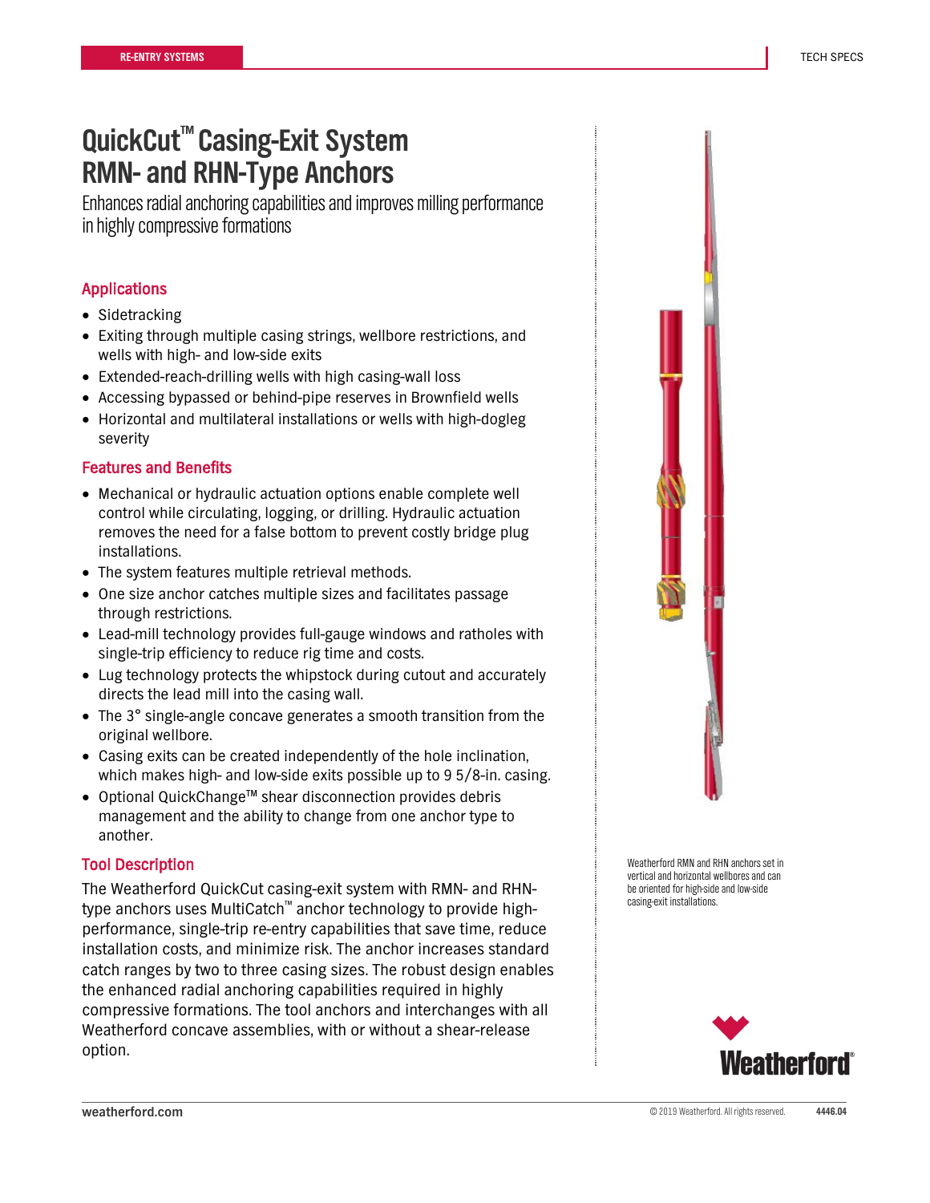# QuickCut™ Casing-Exit System RMN- and RHN-Type Anchors

Enhances radial anchoring capabilities and improves milling performance in highly compressive formations

## Applications

- Sidetracking
- Exiting through multiple casing strings, wellbore restrictions, and wells with high- and low-side exits
- Extended-reach-drilling wells with high casing-wall loss
- Accessing bypassed or behind-pipe reserves in Brownfield wells
- Horizontal and multilateral installations or wells with high-dogleg severity

## Features and Benefits

- Mechanical or hydraulic actuation options enable complete well control while circulating, logging, or drilling. Hydraulic actuation removes the need for a false bottom to prevent costly bridge plug installations.
- The system features multiple retrieval methods.
- One size anchor catches multiple sizes and facilitates passage through restrictions.
- Lead-mill technology provides full-gauge windows and ratholes with single-trip efficiency to reduce rig time and costs.
- Lug technology protects the whipstock during cutout and accurately directs the lead mill into the casing wall.
- The 3° single-angle concave generates a smooth transition from the original wellbore.
- Casing exits can be created independently of the hole inclination, which makes high- and low-side exits possible up to 9 5/8-in. casing.
- Optional QuickChange™ shear disconnection provides debris management and the ability to change from one anchor type to another.

## Tool Description

The Weatherford QuickCut casing-exit system with RMN- and RHN-type anchors uses MultiCatch™ anchor technology to provide high-performance, single-trip re-entry capabilities that save time, reduce installation costs, and minimize risk. The anchor increases standard catch ranges by two to three casing sizes. The robust design enables the enhanced radial anchoring capabilities required in highly compressive formations. The tool anchors and interchanges with all Weatherford concave assemblies, with or without a shear-release option.

Weatherford RMN and RHN anchors set in vertical and horizontal wellbores and can be oriented for high-side and low-side casing-exit installations.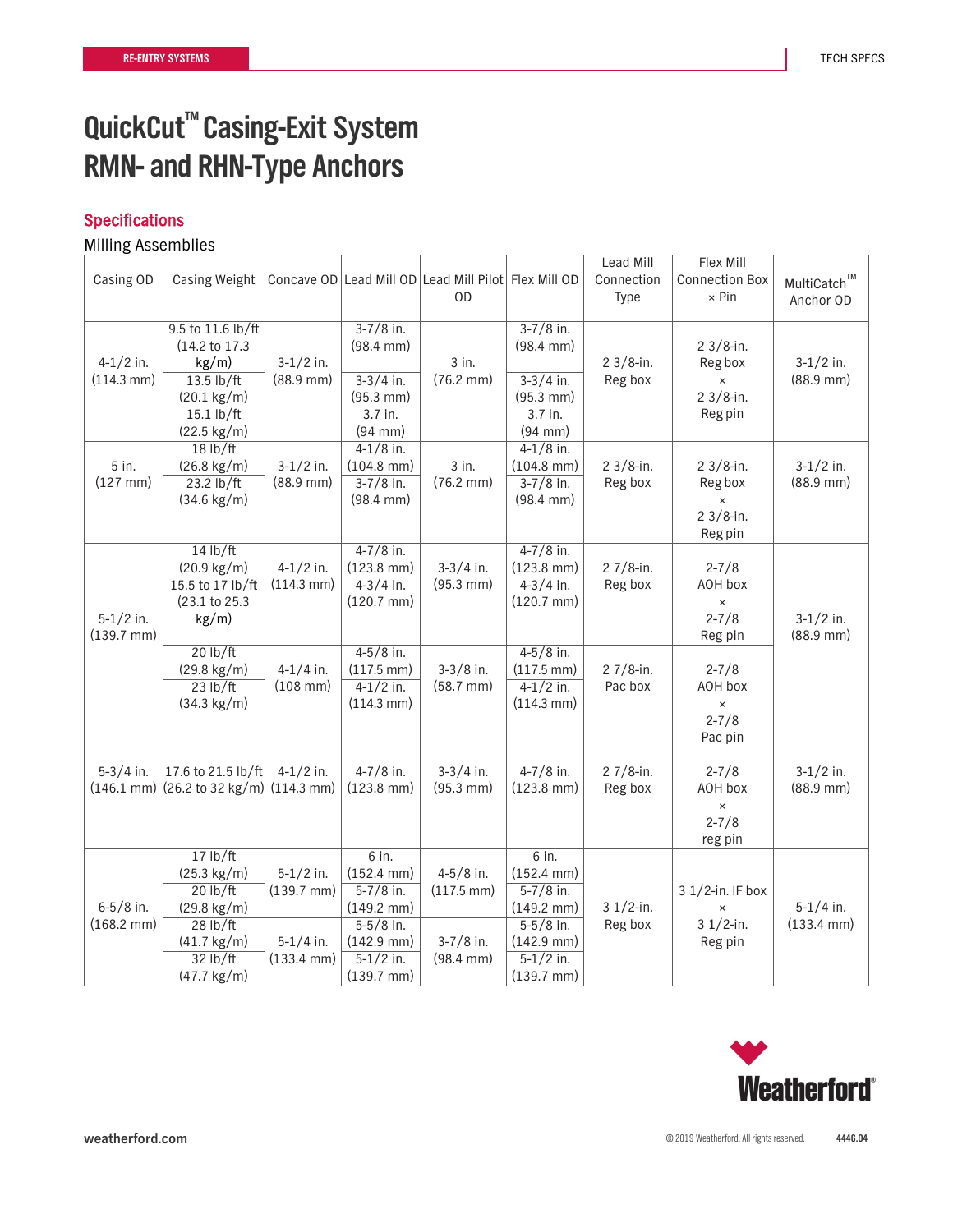# QuickCut™ Casing-Exit System RMN- and RHN-Type Anchors

## Specifications

Milling Assemblies

| Casing OD | Casing Weight | Concave OD | Lead Mill OD | Lead Mill Pilot OD | Flex Mill OD | Lead Mill Connection Type | Flex Mill Connection Box × Pin | MultiCatch™ Anchor OD |
|---|---|---|---|---|---|---|---|---|
| 4-1/2 in. (114.3 mm) | 9.5 to 11.6 lb/ft (14.2 to 17.3 kg/m) | 3-1/2 in. (88.9 mm) | 3-7/8 in. (98.4 mm) | 3 in. (76.2 mm) | 3-7/8 in. (98.4 mm) | 2 3/8-in. Reg box | 2 3/8-in. Reg box × 2 3/8-in. Reg pin | 3-1/2 in. (88.9 mm) |
| | 13.5 lb/ft (20.1 kg/m) | | 3-3/4 in. (95.3 mm) | | 3-3/4 in. (95.3 mm) | | | |
| | 15.1 lb/ft (22.5 kg/m) | | 3.7 in. (94 mm) | | 3.7 in. (94 mm) | | | |
| 5 in. (127 mm) | 18 lb/ft (26.8 kg/m) | 3-1/2 in. (88.9 mm) | 4-1/8 in. (104.8 mm) | 3 in. (76.2 mm) | 4-1/8 in. (104.8 mm) | 2 3/8-in. Reg box | 2 3/8-in. Reg box × 2 3/8-in. Reg pin | 3-1/2 in. (88.9 mm) |
| | 23.2 lb/ft (34.6 kg/m) | | 3-7/8 in. (98.4 mm) | | 3-7/8 in. (98.4 mm) | | | |
| 5-1/2 in. (139.7 mm) | 14 lb/ft (20.9 kg/m) | 4-1/2 in. (114.3 mm) | 4-7/8 in. (123.8 mm) | 3-3/4 in. (95.3 mm) | 4-7/8 in. (123.8 mm) | 2 7/8-in. Reg box | 2-7/8 AOH box × 2-7/8 Reg pin | 3-1/2 in. (88.9 mm) |
| | 15.5 to 17 lb/ft (23.1 to 25.3 kg/m) | | 4-3/4 in. (120.7 mm) | | 4-3/4 in. (120.7 mm) | | | |
| | 20 lb/ft (29.8 kg/m) | 4-1/4 in. (108 mm) | 4-5/8 in. (117.5 mm) | 3-3/8 in. (58.7 mm) | 4-5/8 in. (117.5 mm) | 2 7/8-in. Pac box | 2-7/8 AOH box × 2-7/8 Pac pin | |
| | 23 lb/ft (34.3 kg/m) | | 4-1/2 in. (114.3 mm) | | 4-1/2 in. (114.3 mm) | | | |
| 5-3/4 in. (146.1 mm) | 17.6 to 21.5 lb/ft (26.2 to 32 kg/m) | 4-1/2 in. (114.3 mm) | 4-7/8 in. (123.8 mm) | 3-3/4 in. (95.3 mm) | 4-7/8 in. (123.8 mm) | 2 7/8-in. Reg box | 2-7/8 AOH box × 2-7/8 reg pin | 3-1/2 in. (88.9 mm) |
| 6-5/8 in. (168.2 mm) | 17 lb/ft (25.3 kg/m) | 5-1/2 in. (139.7 mm) | 6 in. (152.4 mm) | 4-5/8 in. (117.5 mm) | 6 in. (152.4 mm) | 3 1/2-in. Reg box | 3 1/2-in. IF box × 3 1/2-in. Reg pin | 5-1/4 in. (133.4 mm) |
| | 20 lb/ft (29.8 kg/m) | | 5-7/8 in. (149.2 mm) | | 5-7/8 in. (149.2 mm) | | | |
| | 28 lb/ft (41.7 kg/m) | 5-1/4 in. (133.4 mm) | 5-5/8 in. (142.9 mm) | 3-7/8 in. (98.4 mm) | 5-5/8 in. (142.9 mm) | | | |
| | 32 lb/ft (47.7 kg/m) | | 5-1/2 in. (139.7 mm) | | 5-1/2 in. (139.7 mm) | | | |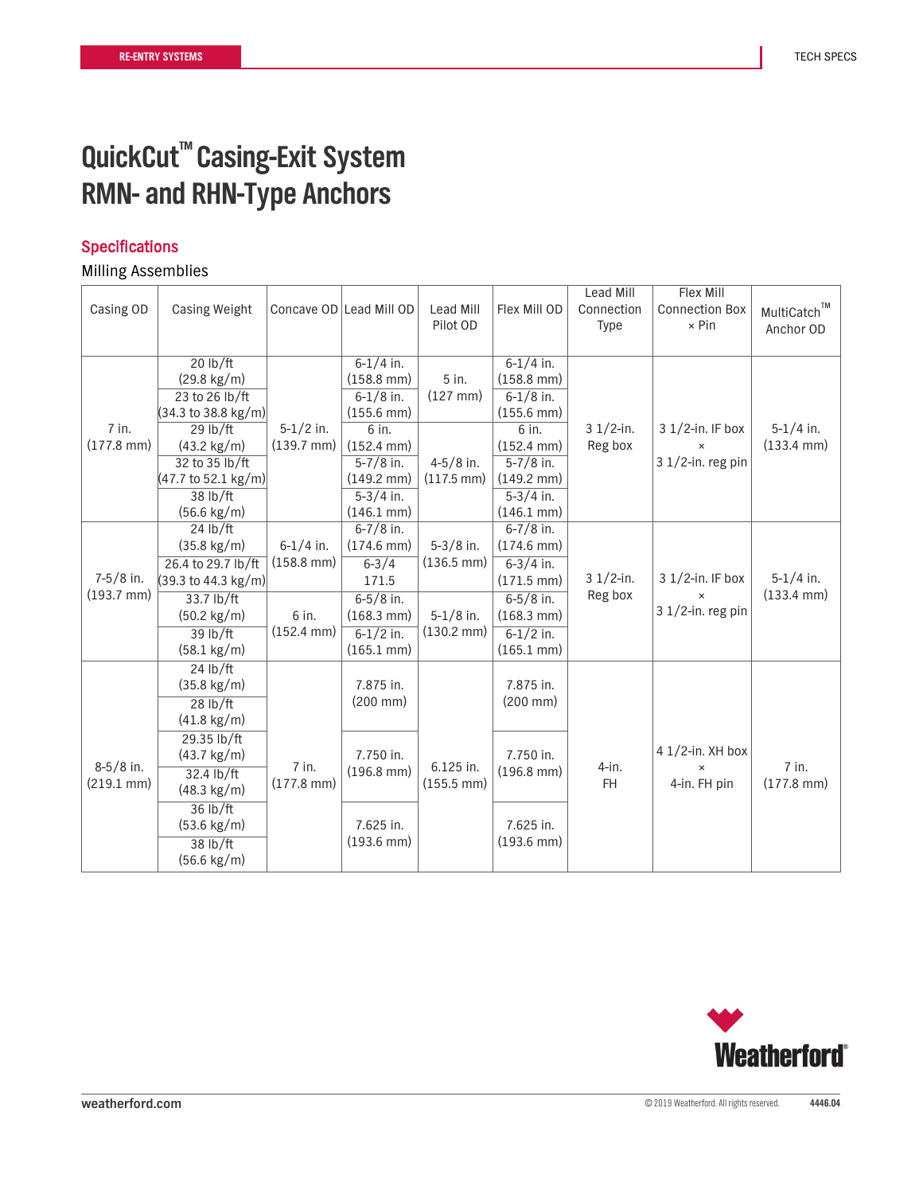# QuickCut™ Casing-Exit System RMN- and RHN-Type Anchors

## Specifications

Milling Assemblies

| Casing OD | Casing Weight | Concave OD | Lead Mill OD | Lead Mill Pilot OD | Flex Mill OD | Lead Mill Connection Type | Flex Mill Connection Box × Pin | MultiCatch™ Anchor OD |
|---|---|---|---|---|---|---|---|---|
| 7 in. (177.8 mm) | 20 lb/ft (29.8 kg/m) | 5-1/2 in. (139.7 mm) | 6-1/4 in. (158.8 mm) | 5 in. (127 mm) | 6-1/4 in. (158.8 mm) | 3 1/2-in. Reg box | 3 1/2-in. IF box × 3 1/2-in. reg pin | 5-1/4 in. (133.4 mm) |
| | 23 to 26 lb/ft (34.3 to 38.8 kg/m) | | 6-1/8 in. (155.6 mm) | | 6-1/8 in. (155.6 mm) | | | |
| | 29 lb/ft (43.2 kg/m) | | 6 in. (152.4 mm) | 4-5/8 in. (117.5 mm) | 6 in. (152.4 mm) | | | |
| | 32 to 35 lb/ft (47.7 to 52.1 kg/m) | | 5-7/8 in. (149.2 mm) | | 5-7/8 in. (149.2 mm) | | | |
| | 38 lb/ft (56.6 kg/m) | | 5-3/4 in. (146.1 mm) | | 5-3/4 in. (146.1 mm) | | | |
| 7-5/8 in. (193.7 mm) | 24 lb/ft (35.8 kg/m) | 6-1/4 in. (158.8 mm) | 6-7/8 in. (174.6 mm) | 5-3/8 in. (136.5 mm) | 6-7/8 in. (174.6 mm) | 3 1/2-in. Reg box | 3 1/2-in. IF box × 3 1/2-in. reg pin | 5-1/4 in. (133.4 mm) |
| | 26.4 to 29.7 lb/ft (39.3 to 44.3 kg/m) | | 6-3/4 171.5 | | 6-3/4 in. (171.5 mm) | | | |
| | 33.7 lb/ft (50.2 kg/m) | 6 in. (152.4 mm) | 6-5/8 in. (168.3 mm) | 5-1/8 in. (130.2 mm) | 6-5/8 in. (168.3 mm) | | | |
| | 39 lb/ft (58.1 kg/m) | | 6-1/2 in. (165.1 mm) | | 6-1/2 in. (165.1 mm) | | | |
| 8-5/8 in. (219.1 mm) | 24 lb/ft (35.8 kg/m) | 7 in. (177.8 mm) | 7.875 in. (200 mm) | 6.125 in. (155.5 mm) | 7.875 in. (200 mm) | 4-in. FH | 4 1/2-in. XH box × 4-in. FH pin | 7 in. (177.8 mm) |
| | 28 lb/ft (41.8 kg/m) | | | | | | | |
| | 29.35 lb/ft (43.7 kg/m) | | 7.750 in. (196.8 mm) | | 7.750 in. (196.8 mm) | | | |
| | 32.4 lb/ft (48.3 kg/m) | | | | | | | |
| | 36 lb/ft (53.6 kg/m) | | 7.625 in. (193.6 mm) | | 7.625 in. (193.6 mm) | | | |
| | 38 lb/ft (56.6 kg/m) | | | | | | | |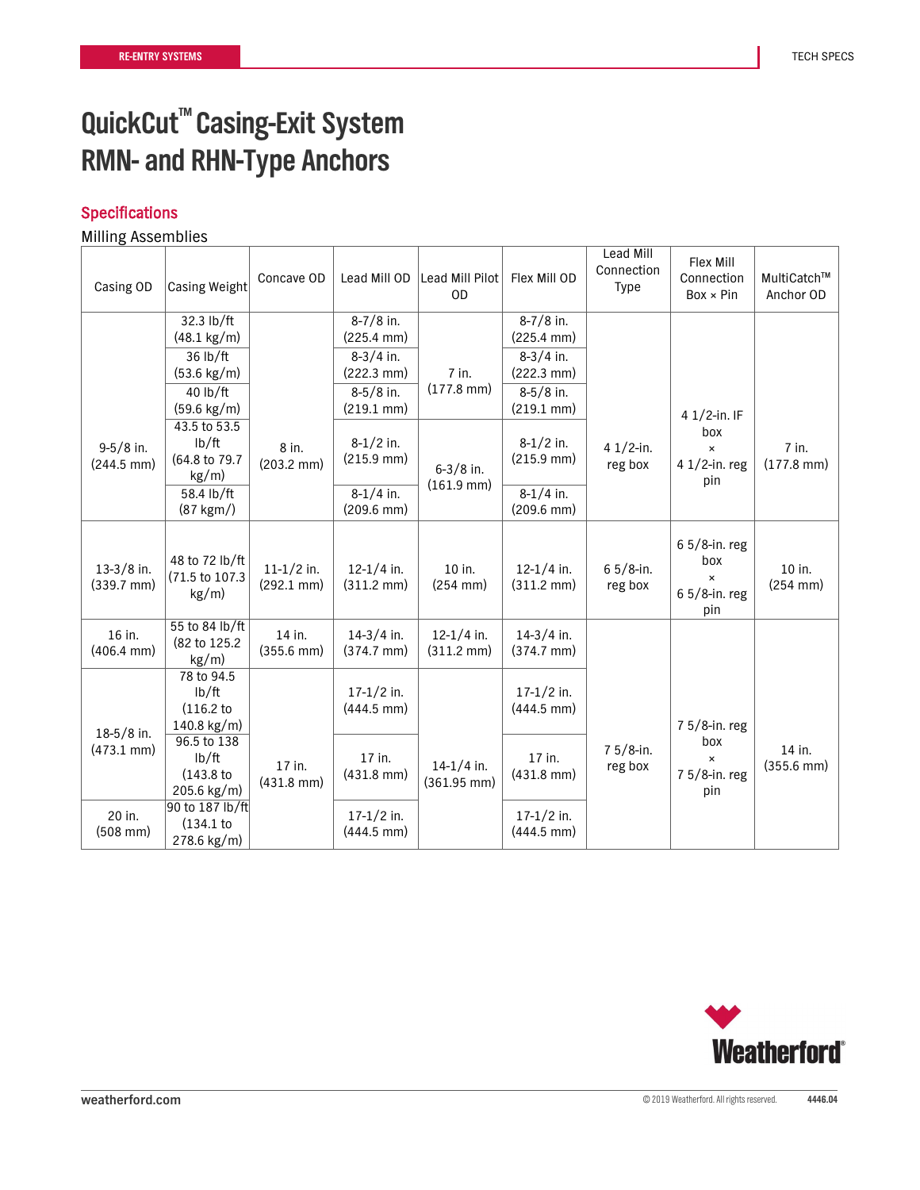# QuickCut™ Casing-Exit System RMN- and RHN-Type Anchors

## Specifications

Milling Assemblies

| Casing OD | Casing Weight | Concave OD | Lead Mill OD | Lead Mill Pilot OD | Flex Mill OD | Lead Mill Connection Type | Flex Mill Connection Box × Pin | MultiCatch™ Anchor OD |
|---|---|---|---|---|---|---|---|---|
| 9-5/8 in. (244.5 mm) | 32.3 lb/ft (48.1 kg/m) | 8 in. (203.2 mm) | 8-7/8 in. (225.4 mm) | 7 in. (177.8 mm) | 8-7/8 in. (225.4 mm) | 4 1/2-in. reg box | 4 1/2-in. IF box × 4 1/2-in. reg pin | 7 in. (177.8 mm) |
| | 36 lb/ft (53.6 kg/m) | | 8-3/4 in. (222.3 mm) | | 8-3/4 in. (222.3 mm) | | | |
| | 40 lb/ft (59.6 kg/m) | | 8-5/8 in. (219.1 mm) | | 8-5/8 in. (219.1 mm) | | | |
| | 43.5 to 53.5 lb/ft (64.8 to 79.7 kg/m) | | 8-1/2 in. (215.9 mm) | 6-3/8 in. (161.9 mm) | 8-1/2 in. (215.9 mm) | | | |
| | 58.4 lb/ft (87 kgm/) | | 8-1/4 in. (209.6 mm) | | 8-1/4 in. (209.6 mm) | | | |
| 13-3/8 in. (339.7 mm) | 48 to 72 lb/ft (71.5 to 107.3 kg/m) | 11-1/2 in. (292.1 mm) | 12-1/4 in. (311.2 mm) | 10 in. (254 mm) | 12-1/4 in. (311.2 mm) | 6 5/8-in. reg box | 6 5/8-in. reg box × 6 5/8-in. reg pin | 10 in. (254 mm) |
| 16 in. (406.4 mm) | 55 to 84 lb/ft (82 to 125.2 kg/m) | 14 in. (355.6 mm) | 14-3/4 in. (374.7 mm) | 12-1/4 in. (311.2 mm) | 14-3/4 in. (374.7 mm) | 7 5/8-in. reg box | 7 5/8-in. reg box × 7 5/8-in. reg pin | 14 in. (355.6 mm) |
| 18-5/8 in. (473.1 mm) | 78 to 94.5 lb/ft (116.2 to 140.8 kg/m) | 17 in. (431.8 mm) | 17-1/2 in. (444.5 mm) | 14-1/4 in. (361.95 mm) | 17-1/2 in. (444.5 mm) | | | |
| | 96.5 to 138 lb/ft (143.8 to 205.6 kg/m) | | 17 in. (431.8 mm) | | 17 in. (431.8 mm) | | | |
| 20 in. (508 mm) | 90 to 187 lb/ft (134.1 to 278.6 kg/m) | | 17-1/2 in. (444.5 mm) | | 17-1/2 in. (444.5 mm) | | | |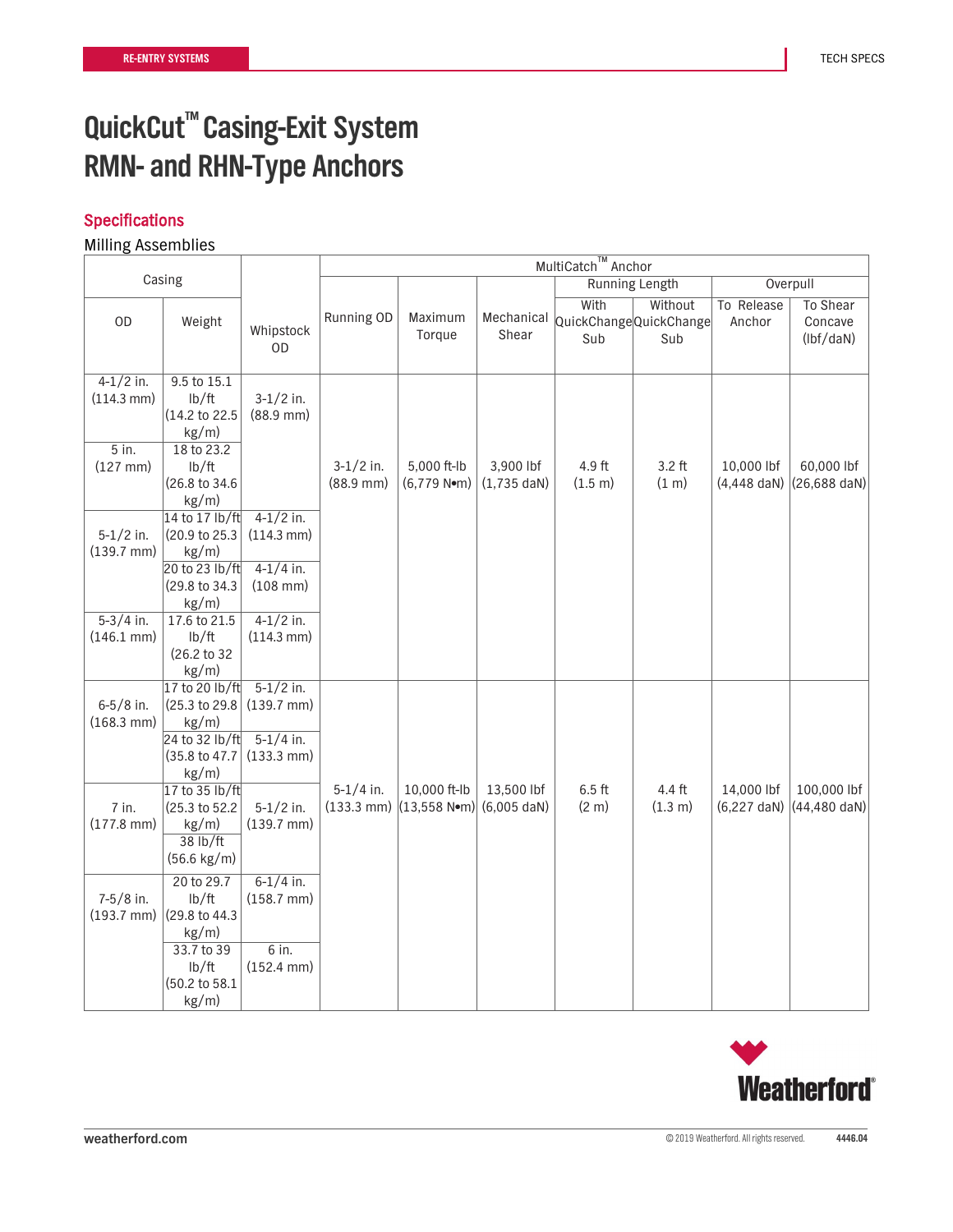# QuickCut™ Casing-Exit System RMN- and RHN-Type Anchors

## Specifications

Milling Assemblies

| Casing | | | MultiCatch™ Anchor | | | | | | |
|---|---|---|---|---|---|---|---|---|---|
| | | | | | | Running Length | | Overpull | |
| OD | Weight | Whipstock OD | Running OD | Maximum Torque | Mechanical Shear | With QuickChange Sub | Without QuickChange Sub | To Release Anchor | To Shear Concave (lbf/daN) |
| 4-1/2 in. (114.3 mm) | 9.5 to 15.1 lb/ft (14.2 to 22.5 kg/m) | 3-1/2 in. (88.9 mm) | 3-1/2 in. (88.9 mm) | 5,000 ft-lb (6,779 N•m) | 3,900 lbf (1,735 daN) | 4.9 ft (1.5 m) | 3.2 ft (1 m) | 10,000 lbf (4,448 daN) | 60,000 lbf (26,688 daN) |
| 5 in. (127 mm) | 18 to 23.2 lb/ft (26.8 to 34.6 kg/m) | 3-1/2 in. (88.9 mm) | 3-1/2 in. (88.9 mm) | 5,000 ft-lb (6,779 N•m) | 3,900 lbf (1,735 daN) | 4.9 ft (1.5 m) | 3.2 ft (1 m) | 10,000 lbf (4,448 daN) | 60,000 lbf (26,688 daN) |
| 5-1/2 in. (139.7 mm) | 14 to 17 lb/ft (20.9 to 25.3 kg/m) | 4-1/2 in. (114.3 mm) | 3-1/2 in. (88.9 mm) | 5,000 ft-lb (6,779 N•m) | 3,900 lbf (1,735 daN) | 4.9 ft (1.5 m) | 3.2 ft (1 m) | 10,000 lbf (4,448 daN) | 60,000 lbf (26,688 daN) |
| | 20 to 23 lb/ft (29.8 to 34.3 kg/m) | 4-1/4 in. (108 mm) | | | | | | | |
| 5-3/4 in. (146.1 mm) | 17.6 to 21.5 lb/ft (26.2 to 32 kg/m) | 4-1/2 in. (114.3 mm) | 3-1/2 in. (88.9 mm) | 5,000 ft-lb (6,779 N•m) | 3,900 lbf (1,735 daN) | 4.9 ft (1.5 m) | 3.2 ft (1 m) | 10,000 lbf (4,448 daN) | 60,000 lbf (26,688 daN) |
| 6-5/8 in. (168.3 mm) | 17 to 20 lb/ft (25.3 to 29.8 kg/m) | 5-1/2 in. (139.7 mm) | 5-1/4 in. (133.3 mm) | 10,000 ft-lb (13,558 N•m) | 13,500 lbf (6,005 daN) | 6.5 ft (2 m) | 4.4 ft (1.3 m) | 14,000 lbf (6,227 daN) | 100,000 lbf (44,480 daN) |
| | 24 to 32 lb/ft (35.8 to 47.7 kg/m) | 5-1/4 in. (133.3 mm) | | | | | | | |
| 7 in. (177.8 mm) | 17 to 35 lb/ft (25.3 to 52.2 kg/m) | 5-1/2 in. (139.7 mm) | 5-1/4 in. (133.3 mm) | 10,000 ft-lb (13,558 N•m) | 13,500 lbf (6,005 daN) | 6.5 ft (2 m) | 4.4 ft (1.3 m) | 14,000 lbf (6,227 daN) | 100,000 lbf (44,480 daN) |
| | 38 lb/ft (56.6 kg/m) | | | | | | | | |
| 7-5/8 in. (193.7 mm) | 20 to 29.7 lb/ft (29.8 to 44.3 kg/m) | 6-1/4 in. (158.7 mm) | 5-1/4 in. (133.3 mm) | 10,000 ft-lb (13,558 N•m) | 13,500 lbf (6,005 daN) | 6.5 ft (2 m) | 4.4 ft (1.3 m) | 14,000 lbf (6,227 daN) | 100,000 lbf (44,480 daN) |
| | 33.7 to 39 lb/ft (50.2 to 58.1 kg/m) | 6 in. (152.4 mm) | | | | | | | |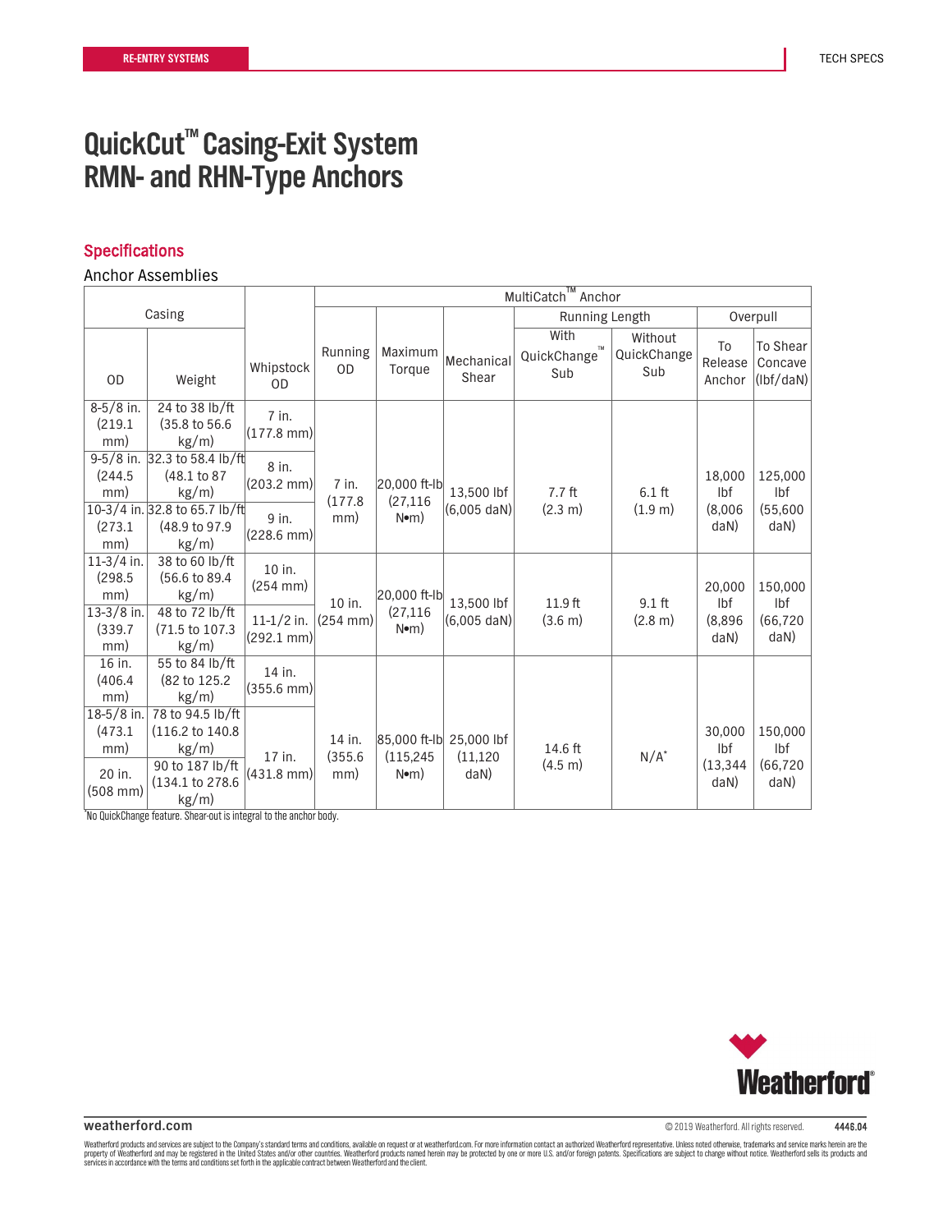# QuickCut™ Casing-Exit System RMN- and RHN-Type Anchors

## Specifications

### Anchor Assemblies

| Casing | | Whipstock OD | MultiCatch™ Anchor | | | | | | |
|---|---|---|---|---|---|---|---|---|---|
| | | | | | | Running Length | | Overpull | |
| OD | Weight | | Running OD | Maximum Torque | Mechanical Shear | With QuickChange™ Sub | Without QuickChange Sub | To Release Anchor | To Shear Concave (lbf/daN) |
| 8-5/8 in. (219.1 mm) | 24 to 38 lb/ft (35.8 to 56.6 kg/m) | 7 in. (177.8 mm) | 7 in. (177.8 mm) | 20,000 ft-lb (27,116 N•m) | 13,500 lbf (6,005 daN) | 7.7 ft (2.3 m) | 6.1 ft (1.9 m) | 18,000 lbf (8,006 daN) | 125,000 lbf (55,600 daN) |
| 9-5/8 in. (244.5 mm) | 32.3 to 58.4 lb/ft (48.1 to 87 kg/m) | 8 in. (203.2 mm) | | | | | | | |
| 10-3/4 in. (273.1 mm) | 32.8 to 65.7 lb/ft (48.9 to 97.9 kg/m) | 9 in. (228.6 mm) | | | | | | | |
| 11-3/4 in. (298.5 mm) | 38 to 60 lb/ft (56.6 to 89.4 kg/m) | 10 in. (254 mm) | 10 in. (254 mm) | 20,000 ft-lb (27,116 N•m) | 13,500 lbf (6,005 daN) | 11.9 ft (3.6 m) | 9.1 ft (2.8 m) | 20,000 lbf (8,896 daN) | 150,000 lbf (66,720 daN) |
| 13-3/8 in. (339.7 mm) | 48 to 72 lb/ft (71.5 to 107.3 kg/m) | 11-1/2 in. (292.1 mm) | | | | | | | |
| 16 in. (406.4 mm) | 55 to 84 lb/ft (82 to 125.2 kg/m) | 14 in. (355.6 mm) | 14 in. (355.6 mm) | 85,000 ft-lb (115,245 N•m) | 25,000 lbf (11,120 daN) | 14.6 ft (4.5 m) | N/A* | 30,000 lbf (13,344 daN) | 150,000 lbf (66,720 daN) |
| 18-5/8 in. (473.1 mm) | 78 to 94.5 lb/ft (116.2 to 140.8 kg/m) | 17 in. (431.8 mm) | | | | | | | |
| 20 in. (508 mm) | 90 to 187 lb/ft (134.1 to 278.6 kg/m) | | | | | | | | |

*No QuickChange feature. Shear-out is integral to the anchor body.